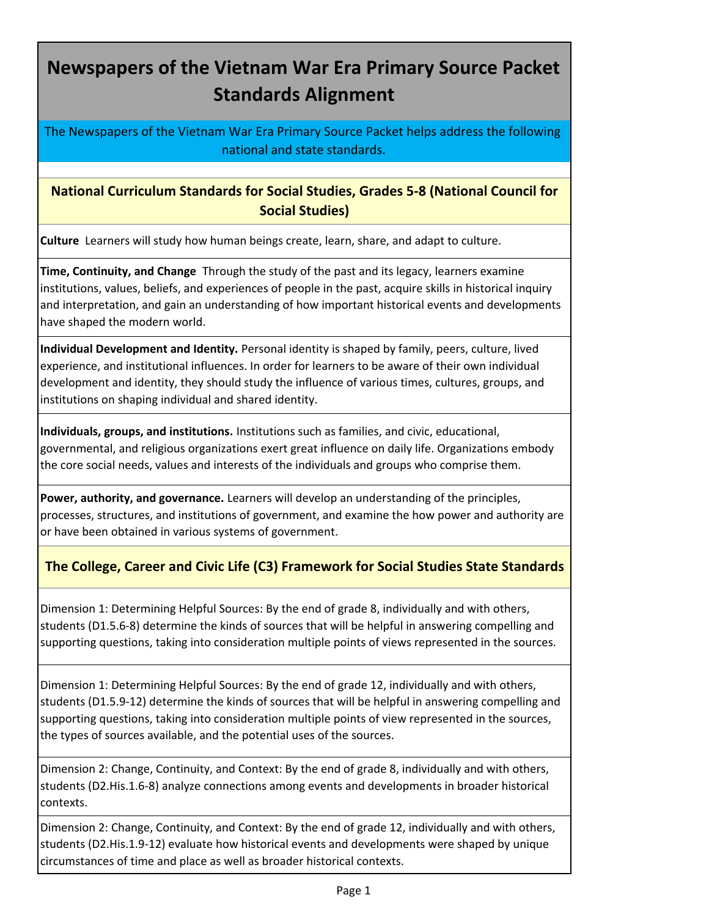# Newspapers of the Vietnam War Era Primary Source Packet Standards Alignment

The Newspapers of the Vietnam War Era Primary Source Packet helps address the following national and state standards.

## National Curriculum Standards for Social Studies, Grades 5-8 (National Council for Social Studies)

**Culture** Learners will study how human beings create, learn, share, and adapt to culture.

**Time, Continuity, and Change** Through the study of the past and its legacy, learners examine institutions, values, beliefs, and experiences of people in the past, acquire skills in historical inquiry and interpretation, and gain an understanding of how important historical events and developments have shaped the modern world.

**Individual Development and Identity.** Personal identity is shaped by family, peers, culture, lived experience, and institutional influences. In order for learners to be aware of their own individual development and identity, they should study the influence of various times, cultures, groups, and institutions on shaping individual and shared identity.

**Individuals, groups, and institutions.** Institutions such as families, and civic, educational, governmental, and religious organizations exert great influence on daily life. Organizations embody the core social needs, values and interests of the individuals and groups who comprise them.

**Power, authority, and governance.** Learners will develop an understanding of the principles, processes, structures, and institutions of government, and examine the how power and authority are or have been obtained in various systems of government.

## The College, Career and Civic Life (C3) Framework for Social Studies State Standards

Dimension 1: Determining Helpful Sources: By the end of grade 8, individually and with others, students (D1.5.6-8) determine the kinds of sources that will be helpful in answering compelling and supporting questions, taking into consideration multiple points of views represented in the sources.

Dimension 1: Determining Helpful Sources: By the end of grade 12, individually and with others, students (D1.5.9-12) determine the kinds of sources that will be helpful in answering compelling and supporting questions, taking into consideration multiple points of view represented in the sources, the types of sources available, and the potential uses of the sources.

Dimension 2: Change, Continuity, and Context: By the end of grade 8, individually and with others, students (D2.His.1.6-8) analyze connections among events and developments in broader historical contexts.

Dimension 2: Change, Continuity, and Context: By the end of grade 12, individually and with others, students (D2.His.1.9-12) evaluate how historical events and developments were shaped by unique circumstances of time and place as well as broader historical contexts.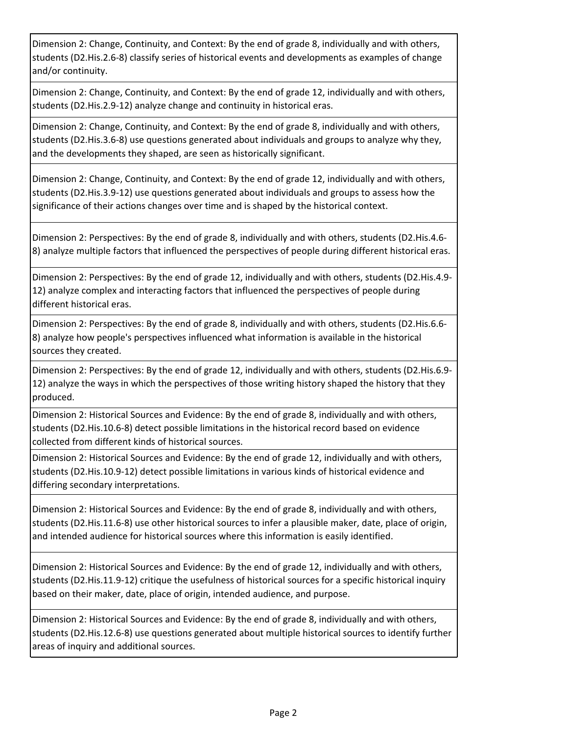| Dimension 2: Change, Continuity, and Context: By the end of grade 8, individually and with others, students (D2.His.2.6-8) classify series of historical events and developments as examples of change and/or continuity. |
|---|
| Dimension 2: Change, Continuity, and Context: By the end of grade 12, individually and with others, students (D2.His.2.9-12) analyze change and continuity in historical eras. |
| Dimension 2: Change, Continuity, and Context: By the end of grade 8, individually and with others, students (D2.His.3.6-8) use questions generated about individuals and groups to analyze why they, and the developments they shaped, are seen as historically significant. |
| Dimension 2: Change, Continuity, and Context: By the end of grade 12, individually and with others, students (D2.His.3.9-12) use questions generated about individuals and groups to assess how the significance of their actions changes over time and is shaped by the historical context. |
| Dimension 2: Perspectives: By the end of grade 8, individually and with others, students (D2.His.4.6-8) analyze multiple factors that influenced the perspectives of people during different historical eras. |
| Dimension 2: Perspectives: By the end of grade 12, individually and with others, students (D2.His.4.9-12) analyze complex and interacting factors that influenced the perspectives of people during different historical eras. |
| Dimension 2: Perspectives: By the end of grade 8, individually and with others, students (D2.His.6.6-8) analyze how people's perspectives influenced what information is available in the historical sources they created. |
| Dimension 2: Perspectives: By the end of grade 12, individually and with others, students (D2.His.6.9-12) analyze the ways in which the perspectives of those writing history shaped the history that they produced. |
| Dimension 2: Historical Sources and Evidence: By the end of grade 8, individually and with others, students (D2.His.10.6-8) detect possible limitations in the historical record based on evidence collected from different kinds of historical sources. |
| Dimension 2: Historical Sources and Evidence: By the end of grade 12, individually and with others, students (D2.His.10.9-12) detect possible limitations in various kinds of historical evidence and differing secondary interpretations. |
| Dimension 2: Historical Sources and Evidence: By the end of grade 8, individually and with others, students (D2.His.11.6-8) use other historical sources to infer a plausible maker, date, place of origin, and intended audience for historical sources where this information is easily identified. |
| Dimension 2: Historical Sources and Evidence: By the end of grade 12, individually and with others, students (D2.His.11.9-12) critique the usefulness of historical sources for a specific historical inquiry based on their maker, date, place of origin, intended audience, and purpose. |
| Dimension 2: Historical Sources and Evidence: By the end of grade 8, individually and with others, students (D2.His.12.6-8) use questions generated about multiple historical sources to identify further areas of inquiry and additional sources. |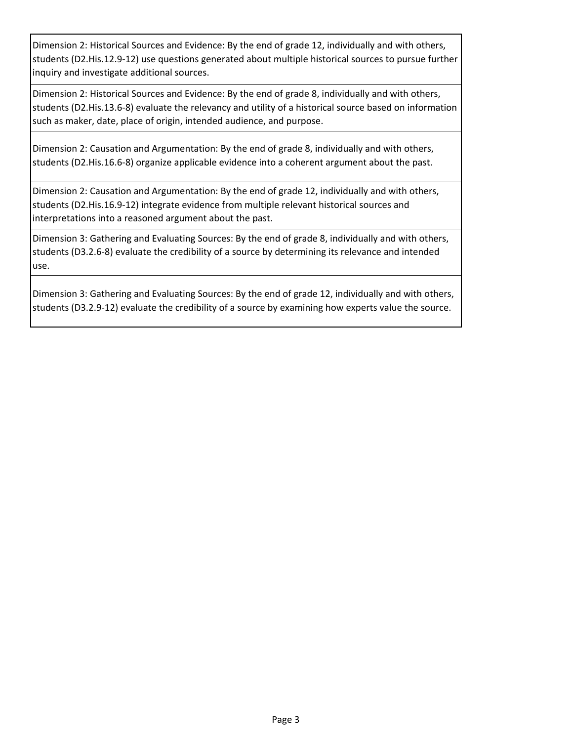| |
|---|
| Dimension 2: Historical Sources and Evidence: By the end of grade 12, individually and with others, students (D2.His.12.9-12) use questions generated about multiple historical sources to pursue further inquiry and investigate additional sources. |
| Dimension 2: Historical Sources and Evidence: By the end of grade 8, individually and with others, students (D2.His.13.6-8) evaluate the relevancy and utility of a historical source based on information such as maker, date, place of origin, intended audience, and purpose. |
| Dimension 2: Causation and Argumentation: By the end of grade 8, individually and with others, students (D2.His.16.6-8) organize applicable evidence into a coherent argument about the past. |
| Dimension 2: Causation and Argumentation: By the end of grade 12, individually and with others, students (D2.His.16.9-12) integrate evidence from multiple relevant historical sources and interpretations into a reasoned argument about the past. |
| Dimension 3: Gathering and Evaluating Sources: By the end of grade 8, individually and with others, students (D3.2.6-8) evaluate the credibility of a source by determining its relevance and intended use. |
| Dimension 3: Gathering and Evaluating Sources: By the end of grade 12, individually and with others, students (D3.2.9-12) evaluate the credibility of a source by examining how experts value the source. |